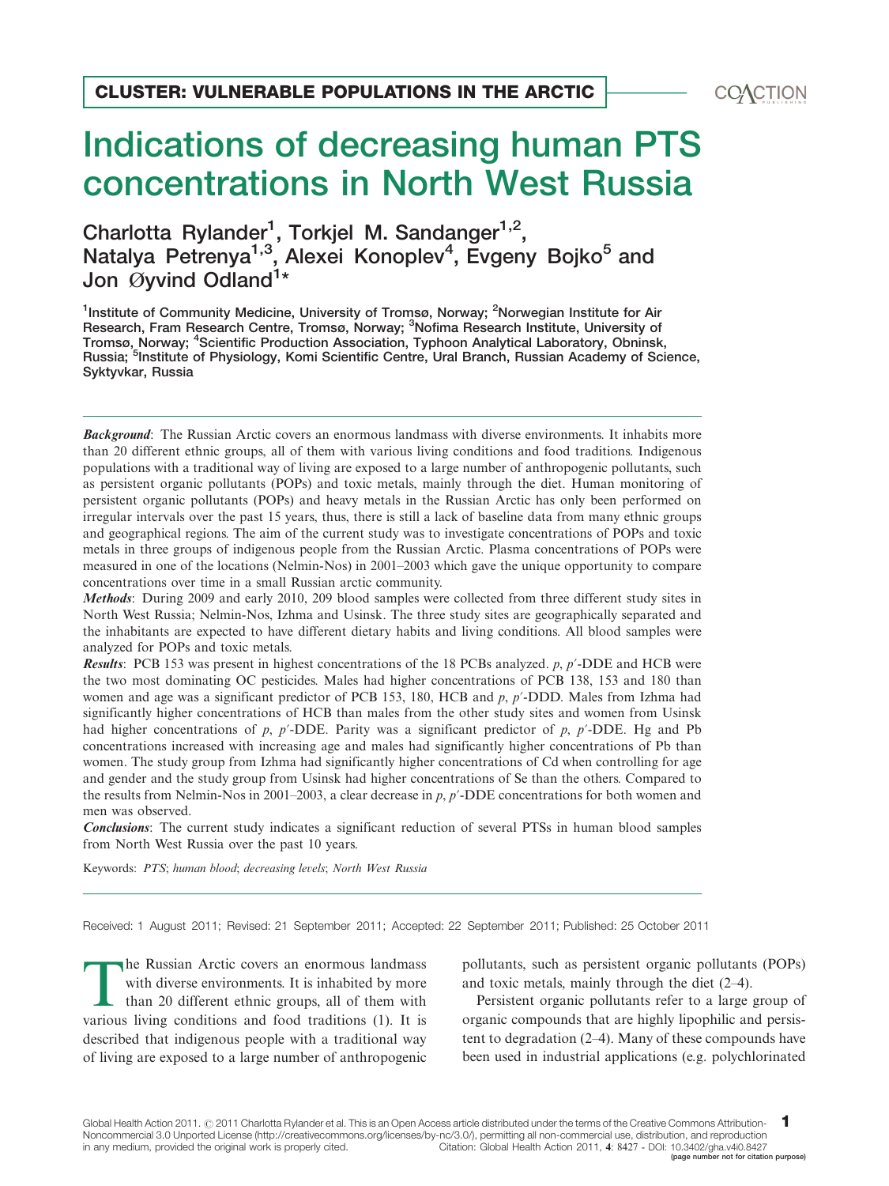CLUSTER: VULNERABLE POPULATIONS IN THE ARCTIC

# Indications of decreasing human PTS concentrations in North West Russia

Charlotta Rylander[1], Torkjel M. Sandanger[1,2], Natalya Petrenya[1,3], Alexei Konoplev[4], Evgeny Bojko[5] and Jon Øyvind Odland[1]*

[1]Institute of Community Medicine, University of Tromsø, Norway; [2]Norwegian Institute for Air Research, Fram Research Centre, Tromsø, Norway; [3]Nofima Research Institute, University of Tromsø, Norway; [4]Scientific Production Association, Typhoon Analytical Laboratory, Obninsk, Russia; [5]Institute of Physiology, Komi Scientific Centre, Ural Branch, Russian Academy of Science, Syktyvkar, Russia

***Background***: The Russian Arctic covers an enormous landmass with diverse environments. It inhabits more than 20 different ethnic groups, all of them with various living conditions and food traditions. Indigenous populations with a traditional way of living are exposed to a large number of anthropogenic pollutants, such as persistent organic pollutants (POPs) and toxic metals, mainly through the diet. Human monitoring of persistent organic pollutants (POPs) and heavy metals in the Russian Arctic has only been performed on irregular intervals over the past 15 years, thus, there is still a lack of baseline data from many ethnic groups and geographical regions. The aim of the current study was to investigate concentrations of POPs and toxic metals in three groups of indigenous people from the Russian Arctic. Plasma concentrations of POPs were measured in one of the locations (Nelmin-Nos) in 2001–2003 which gave the unique opportunity to compare concentrations over time in a small Russian arctic community.

***Methods***: During 2009 and early 2010, 209 blood samples were collected from three different study sites in North West Russia; Nelmin-Nos, Izhma and Usinsk. The three study sites are geographically separated and the inhabitants are expected to have different dietary habits and living conditions. All blood samples were analyzed for POPs and toxic metals.

***Results***: PCB 153 was present in highest concentrations of the 18 PCBs analyzed. *p, p′*-DDE and HCB were the two most dominating OC pesticides. Males had higher concentrations of PCB 138, 153 and 180 than women and age was a significant predictor of PCB 153, 180, HCB and *p, p′*-DDD. Males from Izhma had significantly higher concentrations of HCB than males from the other study sites and women from Usinsk had higher concentrations of *p, p′*-DDE. Parity was a significant predictor of *p, p′*-DDE. Hg and Pb concentrations increased with increasing age and males had significantly higher concentrations of Pb than women. The study group from Izhma had significantly higher concentrations of Cd when controlling for age and gender and the study group from Usinsk had higher concentrations of Se than the others. Compared to the results from Nelmin-Nos in 2001–2003, a clear decrease in *p, p′*-DDE concentrations for both women and men was observed.

***Conclusions***: The current study indicates a significant reduction of several PTSs in human blood samples from North West Russia over the past 10 years.

Keywords: *PTS*; *human blood*; *decreasing levels*; *North West Russia*

Received: 1 August 2011; Revised: 21 September 2011; Accepted: 22 September 2011; Published: 25 October 2011

The Russian Arctic covers an enormous landmass with diverse environments. It is inhabited by more than 20 different ethnic groups, all of them with various living conditions and food traditions (1). It is described that indigenous people with a traditional way of living are exposed to a large number of anthropogenic pollutants, such as persistent organic pollutants (POPs) and toxic metals, mainly through the diet (2–4).

Persistent organic pollutants refer to a large group of organic compounds that are highly lipophilic and persistent to degradation (2–4). Many of these compounds have been used in industrial applications (e.g. polychlorinated

Global Health Action 2011. © 2011 Charlotta Rylander et al. This is an Open Access article distributed under the terms of the Creative Commons Attribution-Noncommercial 3.0 Unported License (http://creativecommons.org/licenses/by-nc/3.0/), permitting all non-commercial use, distribution, and reproduction in any medium, provided the original work is properly cited. Citation: Global Health Action 2011, 4: 8427 - DOI: 10.3402/gha.v4i0.8427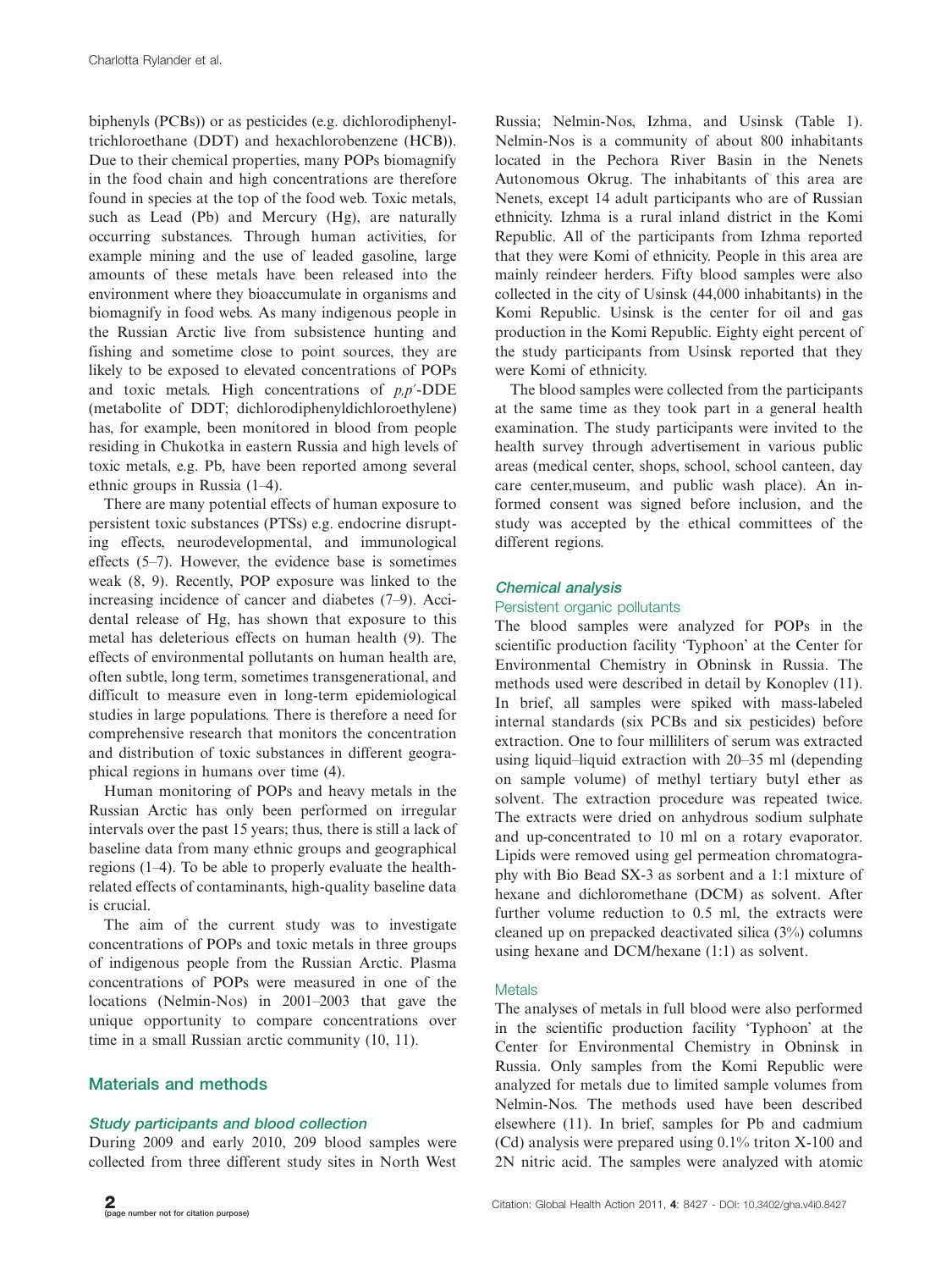biphenyls (PCBs)) or as pesticides (e.g. dichlorodiphenyltrichloroethane (DDT) and hexachlorobenzene (HCB)). Due to their chemical properties, many POPs biomagnify in the food chain and high concentrations are therefore found in species at the top of the food web. Toxic metals, such as Lead (Pb) and Mercury (Hg), are naturally occurring substances. Through human activities, for example mining and the use of leaded gasoline, large amounts of these metals have been released into the environment where they bioaccumulate in organisms and biomagnify in food webs. As many indigenous people in the Russian Arctic live from subsistence hunting and fishing and sometime close to point sources, they are likely to be exposed to elevated concentrations of POPs and toxic metals. High concentrations of *p,p′*-DDE (metabolite of DDT; dichlorodiphenyldichloroethylene) has, for example, been monitored in blood from people residing in Chukotka in eastern Russia and high levels of toxic metals, e.g. Pb, have been reported among several ethnic groups in Russia (1–4).

There are many potential effects of human exposure to persistent toxic substances (PTSs) e.g. endocrine disrupting effects, neurodevelopmental, and immunological effects (5–7). However, the evidence base is sometimes weak (8, 9). Recently, POP exposure was linked to the increasing incidence of cancer and diabetes (7–9). Accidental release of Hg, has shown that exposure to this metal has deleterious effects on human health (9). The effects of environmental pollutants on human health are, often subtle, long term, sometimes transgenerational, and difficult to measure even in long-term epidemiological studies in large populations. There is therefore a need for comprehensive research that monitors the concentration and distribution of toxic substances in different geographical regions in humans over time (4).

Human monitoring of POPs and heavy metals in the Russian Arctic has only been performed on irregular intervals over the past 15 years; thus, there is still a lack of baseline data from many ethnic groups and geographical regions (1–4). To be able to properly evaluate the health-related effects of contaminants, high-quality baseline data is crucial.

The aim of the current study was to investigate concentrations of POPs and toxic metals in three groups of indigenous people from the Russian Arctic. Plasma concentrations of POPs were measured in one of the locations (Nelmin-Nos) in 2001–2003 that gave the unique opportunity to compare concentrations over time in a small Russian arctic community (10, 11).

## Materials and methods

### Study participants and blood collection

During 2009 and early 2010, 209 blood samples were collected from three different study sites in North West Russia; Nelmin-Nos, Izhma, and Usinsk (Table 1). Nelmin-Nos is a community of about 800 inhabitants located in the Pechora River Basin in the Nenets Autonomous Okrug. The inhabitants of this area are Nenets, except 14 adult participants who are of Russian ethnicity. Izhma is a rural inland district in the Komi Republic. All of the participants from Izhma reported that they were Komi of ethnicity. People in this area are mainly reindeer herders. Fifty blood samples were also collected in the city of Usinsk (44,000 inhabitants) in the Komi Republic. Usinsk is the center for oil and gas production in the Komi Republic. Eighty eight percent of the study participants from Usinsk reported that they were Komi of ethnicity.

The blood samples were collected from the participants at the same time as they took part in a general health examination. The study participants were invited to the health survey through advertisement in various public areas (medical center, shops, school, school canteen, day care center,museum, and public wash place). An informed consent was signed before inclusion, and the study was accepted by the ethical committees of the different regions.

### Chemical analysis

#### Persistent organic pollutants

The blood samples were analyzed for POPs in the scientific production facility 'Typhoon' at the Center for Environmental Chemistry in Obninsk in Russia. The methods used were described in detail by Konoplev (11). In brief, all samples were spiked with mass-labeled internal standards (six PCBs and six pesticides) before extraction. One to four milliliters of serum was extracted using liquid–liquid extraction with 20–35 ml (depending on sample volume) of methyl tertiary butyl ether as solvent. The extraction procedure was repeated twice. The extracts were dried on anhydrous sodium sulphate and up-concentrated to 10 ml on a rotary evaporator. Lipids were removed using gel permeation chromatography with Bio Bead SX-3 as sorbent and a 1:1 mixture of hexane and dichloromethane (DCM) as solvent. After further volume reduction to 0.5 ml, the extracts were cleaned up on prepacked deactivated silica (3%) columns using hexane and DCM/hexane (1:1) as solvent.

#### Metals

The analyses of metals in full blood were also performed in the scientific production facility 'Typhoon' at the Center for Environmental Chemistry in Obninsk in Russia. Only samples from the Komi Republic were analyzed for metals due to limited sample volumes from Nelmin-Nos. The methods used have been described elsewhere (11). In brief, samples for Pb and cadmium (Cd) analysis were prepared using 0.1% triton X-100 and 2N nitric acid. The samples were analyzed with atomic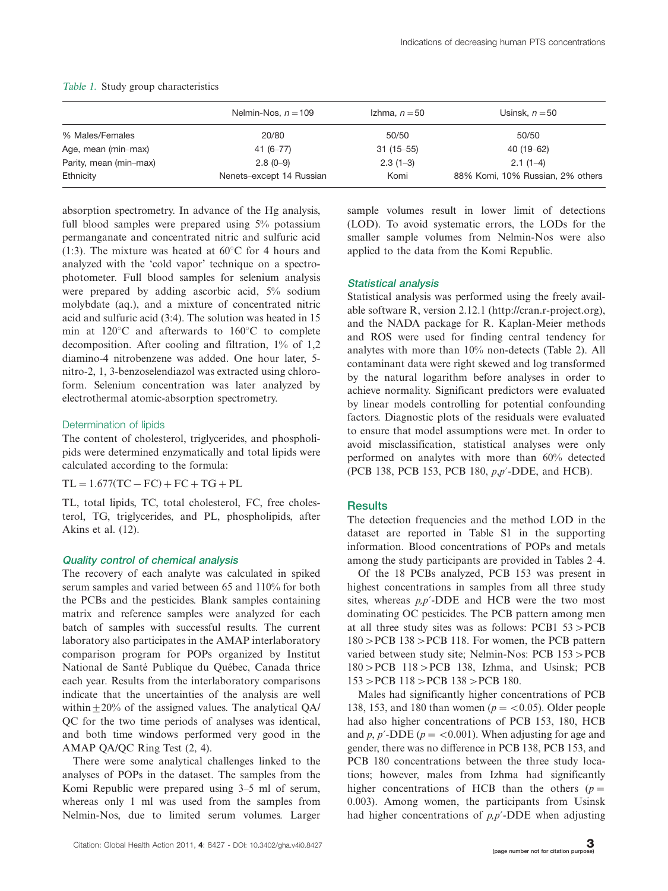*Table 1.* Study group characteristics

| | Nelmin-Nos, $n = 109$ | Izhma, $n = 50$ | Usinsk, $n = 50$ |
|---|---|---|---|
| % Males/Females | 20/80 | 50/50 | 50/50 |
| Age, mean (min–max) | 41 (6–77) | 31 (15–55) | 40 (19–62) |
| Parity, mean (min–max) | 2.8 (0–9) | 2.3 (1–3) | 2.1 (1–4) |
| Ethnicity | Nenets–except 14 Russian | Komi | 88% Komi, 10% Russian, 2% others |

absorption spectrometry. In advance of the Hg analysis, full blood samples were prepared using 5% potassium permanganate and concentrated nitric and sulfuric acid (1:3). The mixture was heated at 60°C for 4 hours and analyzed with the 'cold vapor' technique on a spectrophotometer. Full blood samples for selenium analysis were prepared by adding ascorbic acid, 5% sodium molybdate (aq.), and a mixture of concentrated nitric acid and sulfuric acid (3:4). The solution was heated in 15 min at 120°C and afterwards to 160°C to complete decomposition. After cooling and filtration, 1% of 1,2 diamino-4 nitrobenzene was added. One hour later, 5-nitro-2, 1, 3-benzoselendiazol was extracted using chloroform. Selenium concentration was later analyzed by electrothermal atomic-absorption spectrometry.

### Determination of lipids

The content of cholesterol, triglycerides, and phospholipids were determined enzymatically and total lipids were calculated according to the formula:

$$TL = 1.677(TC - FC) + FC + TG + PL$$

TL, total lipids, TC, total cholesterol, FC, free cholesterol, TG, triglycerides, and PL, phospholipids, after Akins et al. (12).

### *Quality control of chemical analysis*

The recovery of each analyte was calculated in spiked serum samples and varied between 65 and 110% for both the PCBs and the pesticides. Blank samples containing matrix and reference samples were analyzed for each batch of samples with successful results. The current laboratory also participates in the AMAP interlaboratory comparison program for POPs organized by Institut National de Santé Publique du Québec, Canada thrice each year. Results from the interlaboratory comparisons indicate that the uncertainties of the analysis are well within $\pm 20\%$ of the assigned values. The analytical QA/QC for the two time periods of analyses was identical, and both time windows performed very good in the AMAP QA/QC Ring Test (2, 4).

There were some analytical challenges linked to the analyses of POPs in the dataset. The samples from the Komi Republic were prepared using 3–5 ml of serum, whereas only 1 ml was used from the samples from Nelmin-Nos, due to limited serum volumes. Larger sample volumes result in lower limit of detections (LOD). To avoid systematic errors, the LODs for the smaller sample volumes from Nelmin-Nos were also applied to the data from the Komi Republic.

### *Statistical analysis*

Statistical analysis was performed using the freely available software R, version 2.12.1 (http://cran.r-project.org), and the NADA package for R. Kaplan-Meier methods and ROS were used for finding central tendency for analytes with more than 10% non-detects (Table 2). All contaminant data were right skewed and log transformed by the natural logarithm before analyses in order to achieve normality. Significant predictors were evaluated by linear models controlling for potential confounding factors. Diagnostic plots of the residuals were evaluated to ensure that model assumptions were met. In order to avoid misclassification, statistical analyses were only performed on analytes with more than 60% detected (PCB 138, PCB 153, PCB 180, *p*,*p*′-DDE, and HCB).

## Results

The detection frequencies and the method LOD in the dataset are reported in Table S1 in the supporting information. Blood concentrations of POPs and metals among the study participants are provided in Tables 2–4.

Of the 18 PCBs analyzed, PCB 153 was present in highest concentrations in samples from all three study sites, whereas *p,p*′-DDE and HCB were the two most dominating OC pesticides. The PCB pattern among men at all three study sites was as follows: PCB1 53 > PCB 180 > PCB 138 > PCB 118. For women, the PCB pattern varied between study site; Nelmin-Nos: PCB 153 > PCB 180 > PCB 118 > PCB 138, Izhma, and Usinsk; PCB 153 > PCB 118 > PCB 138 > PCB 180.

Males had significantly higher concentrations of PCB 138, 153, and 180 than women ($p = <0.05$). Older people had also higher concentrations of PCB 153, 180, HCB and *p*, *p*′-DDE ($p = <0.001$). When adjusting for age and gender, there was no difference in PCB 138, PCB 153, and PCB 180 concentrations between the three study locations; however, males from Izhma had significantly higher concentrations of HCB than the others ($p = 0.003$). Among women, the participants from Usinsk had higher concentrations of *p,p*′-DDE when adjusting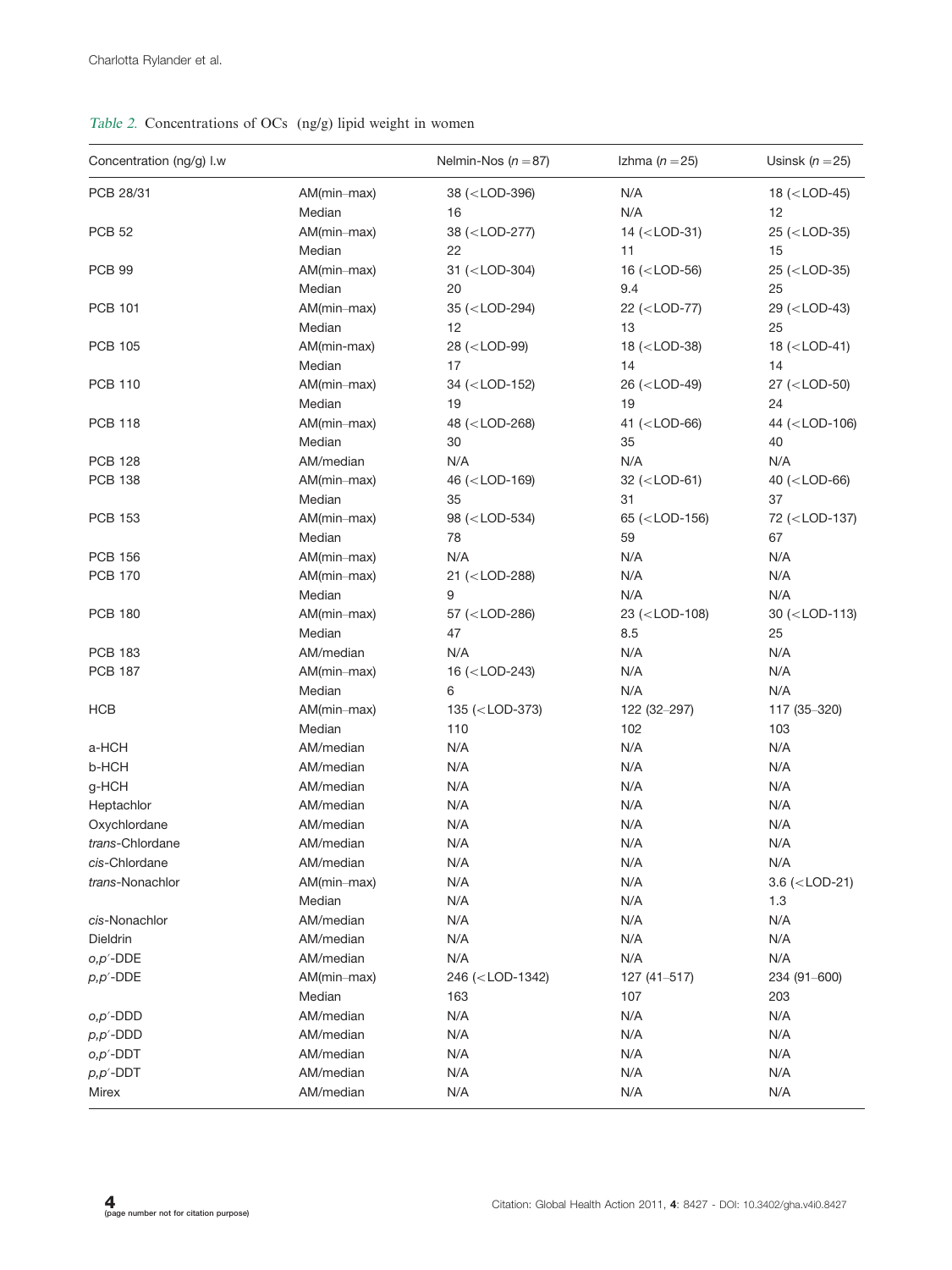*Table 2.* Concentrations of OCs (ng/g) lipid weight in women

| Concentration (ng/g) l.w | | Nelmin-Nos (*n* = 87) | Izhma (*n* = 25) | Usinsk (*n* = 25) |
|---|---|---|---|---|
| PCB 28/31 | AM(min–max) | 38 (<LOD-396) | N/A | 18 (<LOD-45) |
| | Median | 16 | N/A | 12 |
| PCB 52 | AM(min–max) | 38 (<LOD-277) | 14 (<LOD-31) | 25 (<LOD-35) |
| | Median | 22 | 11 | 15 |
| PCB 99 | AM(min–max) | 31 (<LOD-304) | 16 (<LOD-56) | 25 (<LOD-35) |
| | Median | 20 | 9.4 | 25 |
| PCB 101 | AM(min–max) | 35 (<LOD-294) | 22 (<LOD-77) | 29 (<LOD-43) |
| | Median | 12 | 13 | 25 |
| PCB 105 | AM(min-max) | 28 (<LOD-99) | 18 (<LOD-38) | 18 (<LOD-41) |
| | Median | 17 | 14 | 14 |
| PCB 110 | AM(min–max) | 34 (<LOD-152) | 26 (<LOD-49) | 27 (<LOD-50) |
| | Median | 19 | 19 | 24 |
| PCB 118 | AM(min–max) | 48 (<LOD-268) | 41 (<LOD-66) | 44 (<LOD-106) |
| | Median | 30 | 35 | 40 |
| PCB 128 | AM/median | N/A | N/A | N/A |
| PCB 138 | AM(min–max) | 46 (<LOD-169) | 32 (<LOD-61) | 40 (<LOD-66) |
| | Median | 35 | 31 | 37 |
| PCB 153 | AM(min–max) | 98 (<LOD-534) | 65 (<LOD-156) | 72 (<LOD-137) |
| | Median | 78 | 59 | 67 |
| PCB 156 | AM(min–max) | N/A | N/A | N/A |
| PCB 170 | AM(min–max) | 21 (<LOD-288) | N/A | N/A |
| | Median | 9 | N/A | N/A |
| PCB 180 | AM(min–max) | 57 (<LOD-286) | 23 (<LOD-108) | 30 (<LOD-113) |
| | Median | 47 | 8.5 | 25 |
| PCB 183 | AM/median | N/A | N/A | N/A |
| PCB 187 | AM(min–max) | 16 (<LOD-243) | N/A | N/A |
| | Median | 6 | N/A | N/A |
| HCB | AM(min–max) | 135 (<LOD-373) | 122 (32–297) | 117 (35–320) |
| | Median | 110 | 102 | 103 |
| a-HCH | AM/median | N/A | N/A | N/A |
| b-HCH | AM/median | N/A | N/A | N/A |
| g-HCH | AM/median | N/A | N/A | N/A |
| Heptachlor | AM/median | N/A | N/A | N/A |
| Oxychlordane | AM/median | N/A | N/A | N/A |
| *trans*-Chlordane | AM/median | N/A | N/A | N/A |
| *cis*-Chlordane | AM/median | N/A | N/A | N/A |
| *trans*-Nonachlor | AM(min–max) | N/A | N/A | 3.6 (<LOD-21) |
| | Median | N/A | N/A | 1.3 |
| *cis*-Nonachlor | AM/median | N/A | N/A | N/A |
| Dieldrin | AM/median | N/A | N/A | N/A |
| *o,p′*-DDE | AM/median | N/A | N/A | N/A |
| *p,p′*-DDE | AM(min–max) | 246 (<LOD-1342) | 127 (41–517) | 234 (91–600) |
| | Median | 163 | 107 | 203 |
| *o,p′*-DDD | AM/median | N/A | N/A | N/A |
| *p,p′*-DDD | AM/median | N/A | N/A | N/A |
| *o,p′*-DDT | AM/median | N/A | N/A | N/A |
| *p,p′*-DDT | AM/median | N/A | N/A | N/A |
| Mirex | AM/median | N/A | N/A | N/A |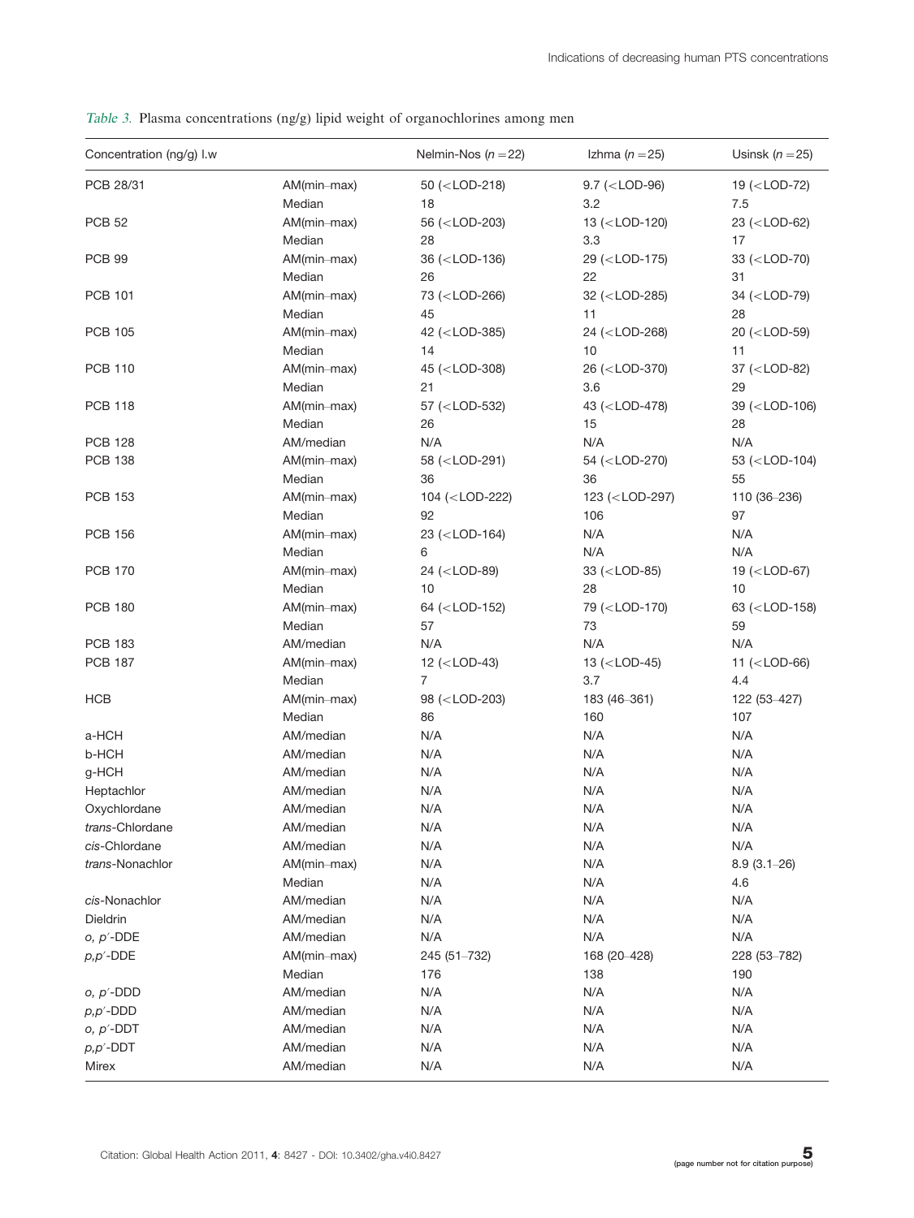*Table 3.* Plasma concentrations (ng/g) lipid weight of organochlorines among men

| Concentration (ng/g) l.w |  | Nelmin-Nos ($n = 22$) | Izhma ($n = 25$) | Usinsk ($n = 25$) |
|---|---|---|---|---|
| PCB 28/31 | AM(min–max) | 50 (<LOD-218) | 9.7 (<LOD-96) | 19 (<LOD-72) |
|  | Median | 18 | 3.2 | 7.5 |
| PCB 52 | AM(min–max) | 56 (<LOD-203) | 13 (<LOD-120) | 23 (<LOD-62) |
|  | Median | 28 | 3.3 | 17 |
| PCB 99 | AM(min–max) | 36 (<LOD-136) | 29 (<LOD-175) | 33 (<LOD-70) |
|  | Median | 26 | 22 | 31 |
| PCB 101 | AM(min–max) | 73 (<LOD-266) | 32 (<LOD-285) | 34 (<LOD-79) |
|  | Median | 45 | 11 | 28 |
| PCB 105 | AM(min–max) | 42 (<LOD-385) | 24 (<LOD-268) | 20 (<LOD-59) |
|  | Median | 14 | 10 | 11 |
| PCB 110 | AM(min–max) | 45 (<LOD-308) | 26 (<LOD-370) | 37 (<LOD-82) |
|  | Median | 21 | 3.6 | 29 |
| PCB 118 | AM(min–max) | 57 (<LOD-532) | 43 (<LOD-478) | 39 (<LOD-106) |
|  | Median | 26 | 15 | 28 |
| PCB 128 | AM/median | N/A | N/A | N/A |
| PCB 138 | AM(min–max) | 58 (<LOD-291) | 54 (<LOD-270) | 53 (<LOD-104) |
|  | Median | 36 | 36 | 55 |
| PCB 153 | AM(min–max) | 104 (<LOD-222) | 123 (<LOD-297) | 110 (36–236) |
|  | Median | 92 | 106 | 97 |
| PCB 156 | AM(min–max) | 23 (<LOD-164) | N/A | N/A |
|  | Median | 6 | N/A | N/A |
| PCB 170 | AM(min–max) | 24 (<LOD-89) | 33 (<LOD-85) | 19 (<LOD-67) |
|  | Median | 10 | 28 | 10 |
| PCB 180 | AM(min–max) | 64 (<LOD-152) | 79 (<LOD-170) | 63 (<LOD-158) |
|  | Median | 57 | 73 | 59 |
| PCB 183 | AM/median | N/A | N/A | N/A |
| PCB 187 | AM(min–max) | 12 (<LOD-43) | 13 (<LOD-45) | 11 (<LOD-66) |
|  | Median | 7 | 3.7 | 4.4 |
| HCB | AM(min–max) | 98 (<LOD-203) | 183 (46–361) | 122 (53–427) |
|  | Median | 86 | 160 | 107 |
| a-HCH | AM/median | N/A | N/A | N/A |
| b-HCH | AM/median | N/A | N/A | N/A |
| g-HCH | AM/median | N/A | N/A | N/A |
| Heptachlor | AM/median | N/A | N/A | N/A |
| Oxychlordane | AM/median | N/A | N/A | N/A |
| *trans*-Chlordane | AM/median | N/A | N/A | N/A |
| *cis*-Chlordane | AM/median | N/A | N/A | N/A |
| *trans*-Nonachlor | AM(min–max) | N/A | N/A | 8.9 (3.1–26) |
|  | Median | N/A | N/A | 4.6 |
| *cis*-Nonachlor | AM/median | N/A | N/A | N/A |
| Dieldrin | AM/median | N/A | N/A | N/A |
| *o, p′*-DDE | AM/median | N/A | N/A | N/A |
| *p,p′*-DDE | AM(min–max) | 245 (51–732) | 168 (20–428) | 228 (53–782) |
|  | Median | 176 | 138 | 190 |
| *o, p′*-DDD | AM/median | N/A | N/A | N/A |
| *p,p′*-DDD | AM/median | N/A | N/A | N/A |
| *o, p′*-DDT | AM/median | N/A | N/A | N/A |
| *p,p′*-DDT | AM/median | N/A | N/A | N/A |
| Mirex | AM/median | N/A | N/A | N/A |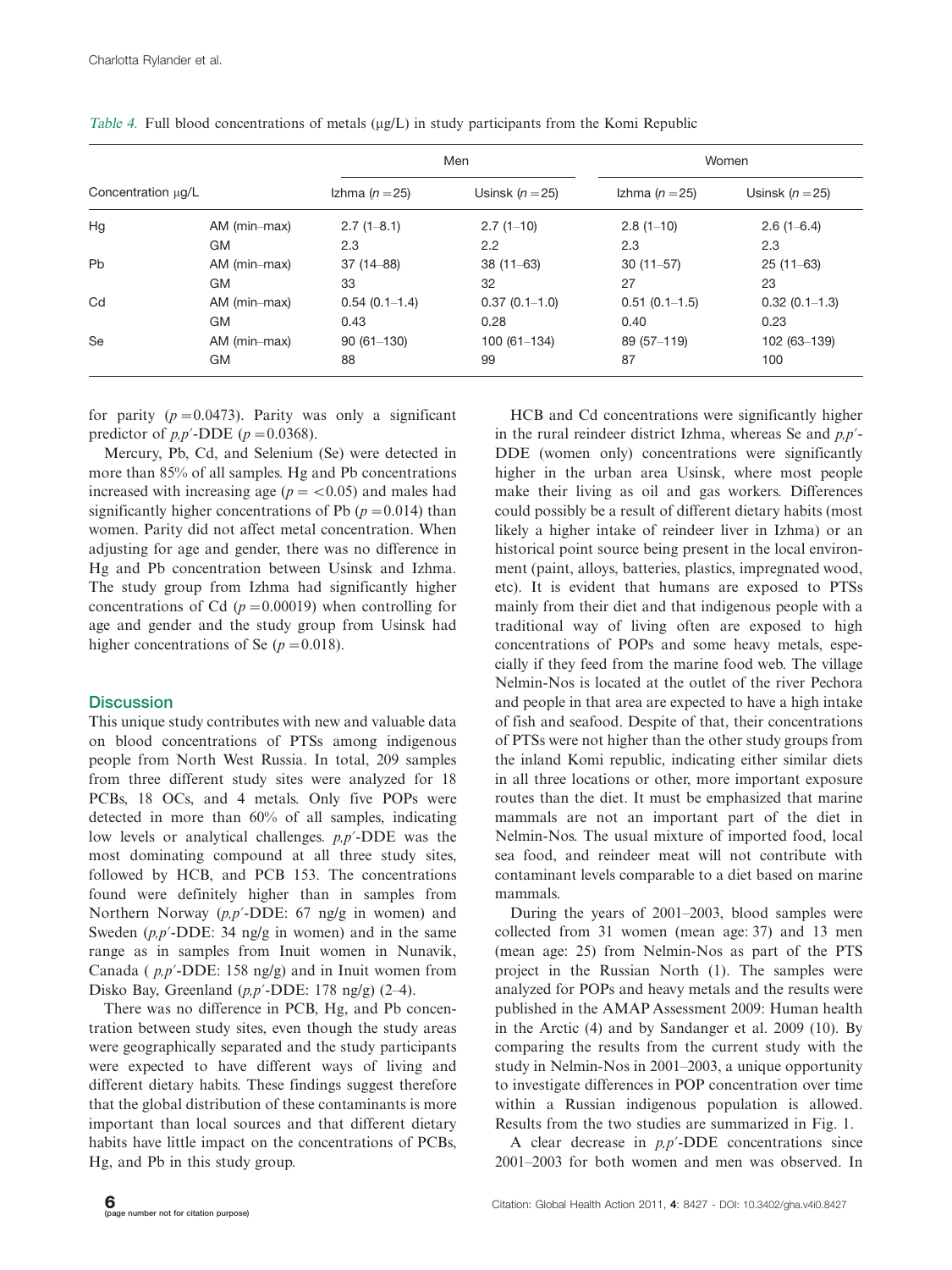*Table 4.* Full blood concentrations of metals (μg/L) in study participants from the Komi Republic

| Concentration μg/L | | Men | | Women | |
|---|---|---|---|---|---|
| | | Izhma ($n = 25$) | Usinsk ($n = 25$) | Izhma ($n = 25$) | Usinsk ($n = 25$) |
| Hg | AM (min–max) | 2.7 (1–8.1) | 2.7 (1–10) | 2.8 (1–10) | 2.6 (1–6.4) |
| | GM | 2.3 | 2.2 | 2.3 | 2.3 |
| Pb | AM (min–max) | 37 (14–88) | 38 (11–63) | 30 (11–57) | 25 (11–63) |
| | GM | 33 | 32 | 27 | 23 |
| Cd | AM (min–max) | 0.54 (0.1–1.4) | 0.37 (0.1–1.0) | 0.51 (0.1–1.5) | 0.32 (0.1–1.3) |
| | GM | 0.43 | 0.28 | 0.40 | 0.23 |
| Se | AM (min–max) | 90 (61–130) | 100 (61–134) | 89 (57–119) | 102 (63–139) |
| | GM | 88 | 99 | 87 | 100 |

for parity ($p = 0.0473$). Parity was only a significant predictor of *p,p′*-DDE ($p = 0.0368$).

Mercury, Pb, Cd, and Selenium (Se) were detected in more than 85% of all samples. Hg and Pb concentrations increased with increasing age ($p = < 0.05$) and males had significantly higher concentrations of Pb ($p = 0.014$) than women. Parity did not affect metal concentration. When adjusting for age and gender, there was no difference in Hg and Pb concentration between Usinsk and Izhma. The study group from Izhma had significantly higher concentrations of Cd ($p = 0.00019$) when controlling for age and gender and the study group from Usinsk had higher concentrations of Se ($p = 0.018$).

## Discussion

This unique study contributes with new and valuable data on blood concentrations of PTSs among indigenous people from North West Russia. In total, 209 samples from three different study sites were analyzed for 18 PCBs, 18 OCs, and 4 metals. Only five POPs were detected in more than 60% of all samples, indicating low levels or analytical challenges. *p,p′*-DDE was the most dominating compound at all three study sites, followed by HCB, and PCB 153. The concentrations found were definitely higher than in samples from Northern Norway (*p,p′*-DDE: 67 ng/g in women) and Sweden (*p,p′*-DDE: 34 ng/g in women) and in the same range as in samples from Inuit women in Nunavik, Canada ( *p,p′*-DDE: 158 ng/g) and in Inuit women from Disko Bay, Greenland (*p,p′*-DDE: 178 ng/g) (2–4).

There was no difference in PCB, Hg, and Pb concentration between study sites, even though the study areas were geographically separated and the study participants were expected to have different ways of living and different dietary habits. These findings suggest therefore that the global distribution of these contaminants is more important than local sources and that different dietary habits have little impact on the concentrations of PCBs, Hg, and Pb in this study group.

HCB and Cd concentrations were significantly higher in the rural reindeer district Izhma, whereas Se and *p,p′*-DDE (women only) concentrations were significantly higher in the urban area Usinsk, where most people make their living as oil and gas workers. Differences could possibly be a result of different dietary habits (most likely a higher intake of reindeer liver in Izhma) or an historical point source being present in the local environment (paint, alloys, batteries, plastics, impregnated wood, etc). It is evident that humans are exposed to PTSs mainly from their diet and that indigenous people with a traditional way of living often are exposed to high concentrations of POPs and some heavy metals, especially if they feed from the marine food web. The village Nelmin-Nos is located at the outlet of the river Pechora and people in that area are expected to have a high intake of fish and seafood. Despite of that, their concentrations of PTSs were not higher than the other study groups from the inland Komi republic, indicating either similar diets in all three locations or other, more important exposure routes than the diet. It must be emphasized that marine mammals are not an important part of the diet in Nelmin-Nos. The usual mixture of imported food, local sea food, and reindeer meat will not contribute with contaminant levels comparable to a diet based on marine mammals.

During the years of 2001–2003, blood samples were collected from 31 women (mean age: 37) and 13 men (mean age: 25) from Nelmin-Nos as part of the PTS project in the Russian North (1). The samples were analyzed for POPs and heavy metals and the results were published in the AMAP Assessment 2009: Human health in the Arctic (4) and by Sandanger et al. 2009 (10). By comparing the results from the current study with the study in Nelmin-Nos in 2001–2003, a unique opportunity to investigate differences in POP concentration over time within a Russian indigenous population is allowed. Results from the two studies are summarized in Fig. 1.

A clear decrease in *p,p′*-DDE concentrations since 2001–2003 for both women and men was observed. In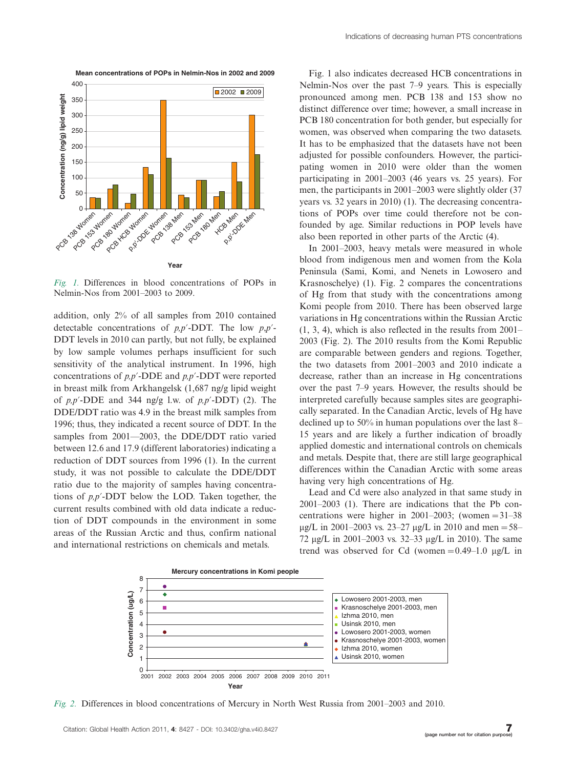*Fig. 1.* Differences in blood concentrations of POPs in Nelmin-Nos from 2001–2003 to 2009.

addition, only 2% of all samples from 2010 contained detectable concentrations of *p,p′*-DDT. The low *p,p′*-DDT levels in 2010 can partly, but not fully, be explained by low sample volumes perhaps insufficient for such sensitivity of the analytical instrument. In 1996, high concentrations of *p,p′*-DDE and *p,p′*-DDT were reported in breast milk from Arkhangelsk (1,687 ng/g lipid weight of *p,p′*-DDE and 344 ng/g l.w. of *p,p′*-DDT) (2). The DDE/DDT ratio was 4.9 in the breast milk samples from 1996; thus, they indicated a recent source of DDT. In the samples from 2001—2003, the DDE/DDT ratio varied between 12.6 and 17.9 (different laboratories) indicating a reduction of DDT sources from 1996 (1). In the current study, it was not possible to calculate the DDE/DDT ratio due to the majority of samples having concentrations of *p,p′*-DDT below the LOD. Taken together, the current results combined with old data indicate a reduction of DDT compounds in the environment in some areas of the Russian Arctic and thus, confirm national and international restrictions on chemicals and metals.

Fig. 1 also indicates decreased HCB concentrations in Nelmin-Nos over the past 7–9 years. This is especially pronounced among men. PCB 138 and 153 show no distinct difference over time; however, a small increase in PCB 180 concentration for both gender, but especially for women, was observed when comparing the two datasets. It has to be emphasized that the datasets have not been adjusted for possible confounders. However, the participating women in 2010 were older than the women participating in 2001–2003 (46 years vs. 25 years). For men, the participants in 2001–2003 were slightly older (37 years vs. 32 years in 2010) (1). The decreasing concentrations of POPs over time could therefore not be confounded by age. Similar reductions in POP levels have also been reported in other parts of the Arctic (4).

In 2001–2003, heavy metals were measured in whole blood from indigenous men and women from the Kola Peninsula (Sami, Komi, and Nenets in Lowosero and Krasnoschelye) (1). Fig. 2 compares the concentrations of Hg from that study with the concentrations among Komi people from 2010. There has been observed large variations in Hg concentrations within the Russian Arctic (1, 3, 4), which is also reflected in the results from 2001–2003 (Fig. 2). The 2010 results from the Komi Republic are comparable between genders and regions. Together, the two datasets from 2001–2003 and 2010 indicate a decrease, rather than an increase in Hg concentrations over the past 7–9 years. However, the results should be interpreted carefully because samples sites are geographically separated. In the Canadian Arctic, levels of Hg have declined up to 50% in human populations over the last 8–15 years and are likely a further indication of broadly applied domestic and international controls on chemicals and metals. Despite that, there are still large geographical differences within the Canadian Arctic with some areas having very high concentrations of Hg.

Lead and Cd were also analyzed in that same study in 2001–2003 (1). There are indications that the Pb concentrations were higher in 2001–2003; (women = 31–38 μg/L in 2001–2003 vs. 23–27 μg/L in 2010 and men = 58–72 μg/L in 2001–2003 vs. 32–33 μg/L in 2010). The same trend was observed for Cd (women = 0.49–1.0 μg/L in

*Fig. 2.* Differences in blood concentrations of Mercury in North West Russia from 2001–2003 and 2010.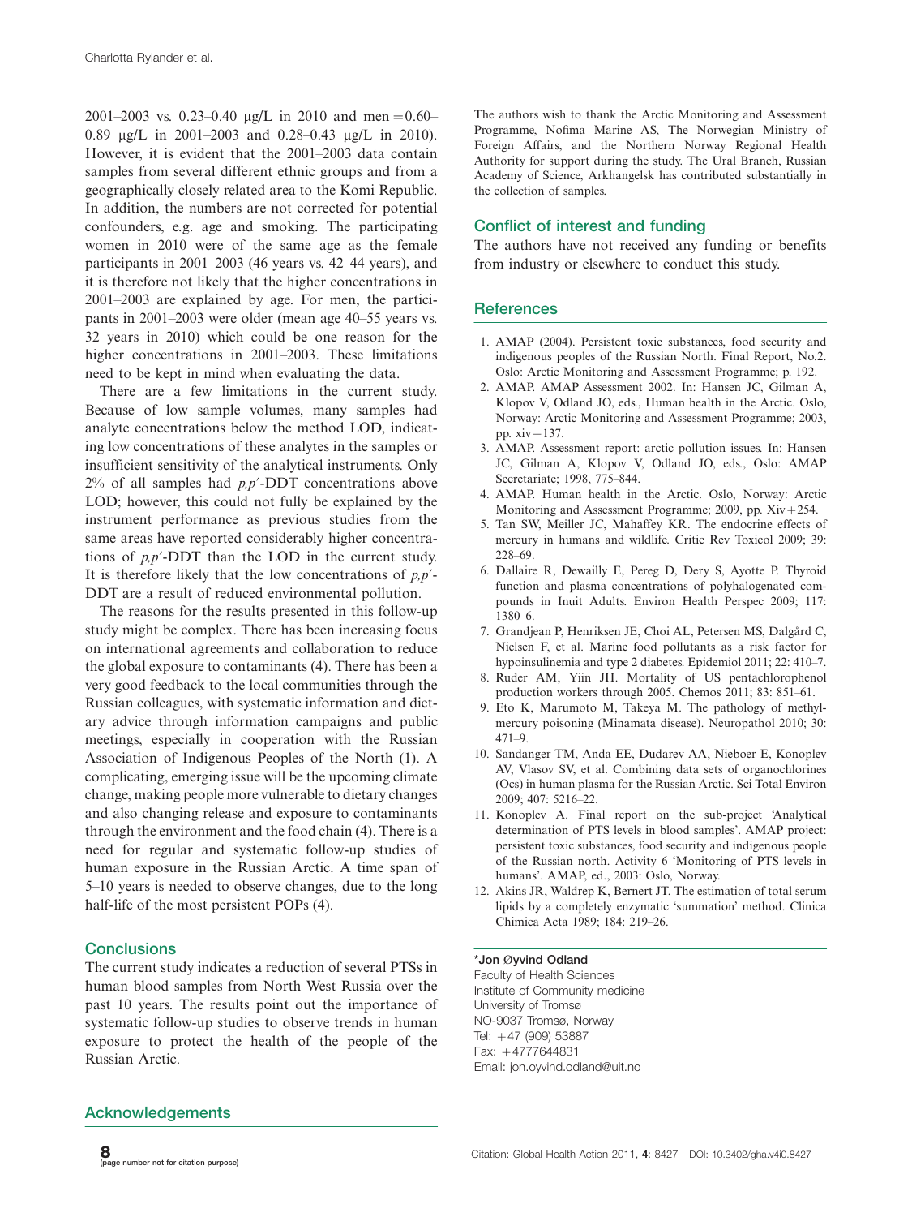2001–2003 vs. 0.23–0.40 μg/L in 2010 and men = 0.60–0.89 μg/L in 2001–2003 and 0.28–0.43 μg/L in 2010). However, it is evident that the 2001–2003 data contain samples from several different ethnic groups and from a geographically closely related area to the Komi Republic. In addition, the numbers are not corrected for potential confounders, e.g. age and smoking. The participating women in 2010 were of the same age as the female participants in 2001–2003 (46 years vs. 42–44 years), and it is therefore not likely that the higher concentrations in 2001–2003 are explained by age. For men, the participants in 2001–2003 were older (mean age 40–55 years vs. 32 years in 2010) which could be one reason for the higher concentrations in 2001–2003. These limitations need to be kept in mind when evaluating the data.

There are a few limitations in the current study. Because of low sample volumes, many samples had analyte concentrations below the method LOD, indicating low concentrations of these analytes in the samples or insufficient sensitivity of the analytical instruments. Only 2% of all samples had *p,p′*-DDT concentrations above LOD; however, this could not fully be explained by the instrument performance as previous studies from the same areas have reported considerably higher concentrations of *p,p′*-DDT than the LOD in the current study. It is therefore likely that the low concentrations of *p,p′*-DDT are a result of reduced environmental pollution.

The reasons for the results presented in this follow-up study might be complex. There has been increasing focus on international agreements and collaboration to reduce the global exposure to contaminants (4). There has been a very good feedback to the local communities through the Russian colleagues, with systematic information and dietary advice through information campaigns and public meetings, especially in cooperation with the Russian Association of Indigenous Peoples of the North (1). A complicating, emerging issue will be the upcoming climate change, making people more vulnerable to dietary changes and also changing release and exposure to contaminants through the environment and the food chain (4). There is a need for regular and systematic follow-up studies of human exposure in the Russian Arctic. A time span of 5–10 years is needed to observe changes, due to the long half-life of the most persistent POPs (4).

## Conclusions

The current study indicates a reduction of several PTSs in human blood samples from North West Russia over the past 10 years. The results point out the importance of systematic follow-up studies to observe trends in human exposure to protect the health of the people of the Russian Arctic.

## Acknowledgements

The authors wish to thank the Arctic Monitoring and Assessment Programme, Nofima Marine AS, The Norwegian Ministry of Foreign Affairs, and the Northern Norway Regional Health Authority for support during the study. The Ural Branch, Russian Academy of Science, Arkhangelsk has contributed substantially in the collection of samples.

## Conflict of interest and funding

The authors have not received any funding or benefits from industry or elsewhere to conduct this study.

## References

1. AMAP (2004). Persistent toxic substances, food security and indigenous peoples of the Russian North. Final Report, No.2. Oslo: Arctic Monitoring and Assessment Programme; p. 192.
2. AMAP. AMAP Assessment 2002. In: Hansen JC, Gilman A, Klopov V, Odland JO, eds., Human health in the Arctic. Oslo, Norway: Arctic Monitoring and Assessment Programme; 2003, pp. xiv + 137.
3. AMAP. Assessment report: arctic pollution issues. In: Hansen JC, Gilman A, Klopov V, Odland JO, eds., Oslo: AMAP Secretariate; 1998, 775–844.
4. AMAP. Human health in the Arctic. Oslo, Norway: Arctic Monitoring and Assessment Programme; 2009, pp. Xiv + 254.
5. Tan SW, Meiller JC, Mahaffey KR. The endocrine effects of mercury in humans and wildlife. Critic Rev Toxicol 2009; 39: 228–69.
6. Dallaire R, Dewailly E, Pereg D, Dery S, Ayotte P. Thyroid function and plasma concentrations of polyhalogenated compounds in Inuit Adults. Environ Health Perspec 2009; 117: 1380–6.
7. Grandjean P, Henriksen JE, Choi AL, Petersen MS, Dalgård C, Nielsen F, et al. Marine food pollutants as a risk factor for hypoinsulinemia and type 2 diabetes. Epidemiol 2011; 22: 410–7.
8. Ruder AM, Yiin JH. Mortality of US pentachlorophenol production workers through 2005. Chemos 2011; 83: 851–61.
9. Eto K, Marumoto M, Takeya M. The pathology of methylmercury poisoning (Minamata disease). Neuropathol 2010; 30: 471–9.
10. Sandanger TM, Anda EE, Dudarev AA, Nieboer E, Konoplev AV, Vlasov SV, et al. Combining data sets of organochlorines (Ocs) in human plasma for the Russian Arctic. Sci Total Environ 2009; 407: 5216–22.
11. Konoplev A. Final report on the sub-project 'Analytical determination of PTS levels in blood samples'. AMAP project: persistent toxic substances, food security and indigenous people of the Russian north. Activity 6 'Monitoring of PTS levels in humans'. AMAP, ed., 2003: Oslo, Norway.
12. Akins JR, Waldrep K, Bernert JT. The estimation of total serum lipids by a completely enzymatic 'summation' method. Clinica Chimica Acta 1989; 184: 219–26.

**\*Jon Øyvind Odland**
Faculty of Health Sciences
Institute of Community medicine
University of Tromsø
NO-9037 Tromsø, Norway
Tel: +47 (909) 53887
Fax: +4777644831
Email: jon.oyvind.odland@uit.no